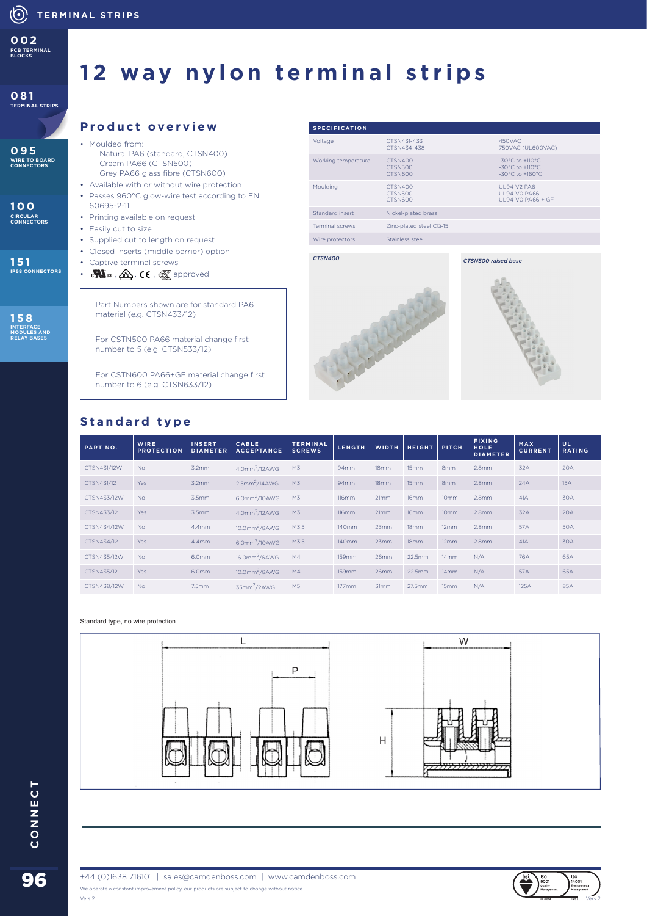# 12 way nylon terminal strips

## Product overview

- Moulded from:
  - Natural PA6 (standard, CTSN400)
  - Cream PA66 (CTSN500)
  - Grey PA66 glass fibre (CTSN600)
- Available with or without wire protection
- Passes 960°C glow-wire test according to EN 60695-2-11
- Printing available on request
- Easily cut to size
- Supplied cut to length on request
- Closed inserts (middle barrier) option
- Captive terminal screws
- cULus, CE approved

Part Numbers shown are for standard PA6 material (e.g. CTSN433/12)

For CSTN500 PA66 material change first number to 5 (e.g. CTSN533/12)

For CSTN600 PA66+GF material change first number to 6 (e.g. CTSN633/12)

| SPECIFICATION | | |
|---|---|---|
| Voltage | CTSN431-433<br>CTSN434-438 | 450VAC<br>750VAC (UL600VAC) |
| Working temperature | CTSN400<br>CTSN500<br>CTSN600 | -30°C to +110°C<br>-30°C to +110°C<br>-30°C to +160°C |
| Moulding | CTSN400<br>CTSN500<br>CTSN600 | UL94-V2 PA6<br>UL94-VO PA66<br>UL94-VO PA66 + GF |
| Standard insert | Nickel-plated brass | |
| Terminal screws | Zinc-plated steel CQ-15 | |
| Wire protectors | Stainless steel | |

*CTSN400*

*CTSN500 raised base*

## Standard type

| PART NO. | WIRE PROTECTION | INSERT DIAMETER | CABLE ACCEPTANCE | TERMINAL SCREWS | LENGTH | WIDTH | HEIGHT | PITCH | FIXING HOLE DIAMETER | MAX CURRENT | UL RATING |
|---|---|---|---|---|---|---|---|---|---|---|---|
| CTSN431/12W | No | 3.2mm | 4.0mm$^2$/12AWG | M3 | 94mm | 18mm | 15mm | 8mm | 2.8mm | 32A | 20A |
| CTSN431/12 | Yes | 3.2mm | 2.5mm$^2$/14AWG | M3 | 94mm | 18mm | 15mm | 8mm | 2.8mm | 24A | 15A |
| CTSN433/12W | No | 3.5mm | 6.0mm$^2$/10AWG | M3 | 116mm | 21mm | 16mm | 10mm | 2.8mm | 41A | 30A |
| CTSN433/12 | Yes | 3.5mm | 4.0mm$^2$/12AWG | M3 | 116mm | 21mm | 16mm | 10mm | 2.8mm | 32A | 20A |
| CTSN434/12W | No | 4.4mm | 10.0mm$^2$/8AWG | M3.5 | 140mm | 23mm | 18mm | 12mm | 2.8mm | 57A | 50A |
| CTSN434/12 | Yes | 4.4mm | 6.0mm$^2$/10AWG | M3.5 | 140mm | 23mm | 18mm | 12mm | 2.8mm | 41A | 30A |
| CTSN435/12W | No | 6.0mm | 16.0mm$^2$/6AWG | M4 | 159mm | 26mm | 22.5mm | 14mm | N/A | 76A | 65A |
| CTSN435/12 | Yes | 6.0mm | 10.0mm$^2$/8AWG | M4 | 159mm | 26mm | 22.5mm | 14mm | N/A | 57A | 65A |
| CTSN438/12W | No | 7.5mm | 35mm$^2$/2AWG | M5 | 177mm | 31mm | 27.5mm | 15mm | N/A | 125A | 85A |

Standard type, no wire protection

We operate a constant improvement policy, our products are subject to change without notice.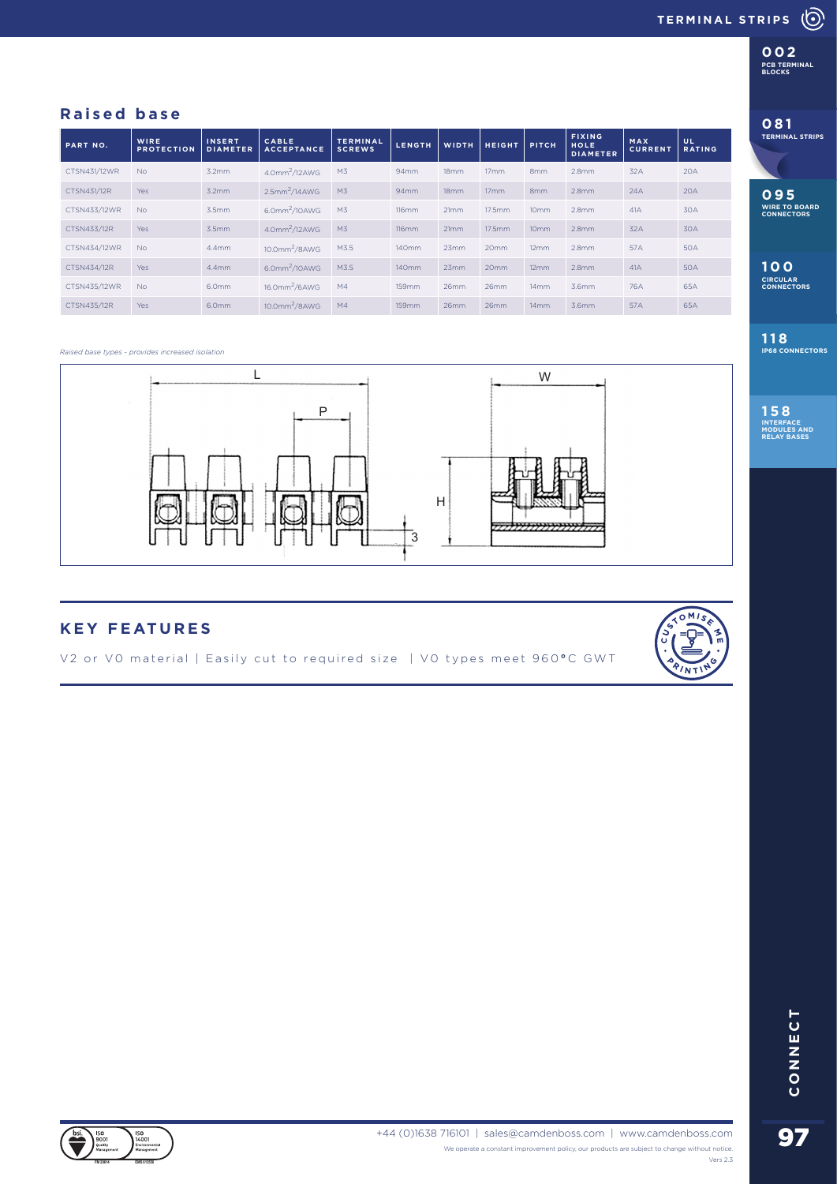## Raised base

| PART NO. | WIRE PROTECTION | INSERT DIAMETER | CABLE ACCEPTANCE | TERMINAL SCREWS | LENGTH | WIDTH | HEIGHT | PITCH | FIXING HOLE DIAMETER | MAX CURRENT | UL RATING |
|---|---|---|---|---|---|---|---|---|---|---|---|
| CTSN431/12WR | No | 3.2mm | 4.0mm$^2$/12AWG | M3 | 94mm | 18mm | 17mm | 8mm | 2.8mm | 32A | 20A |
| CTSN431/12R | Yes | 3.2mm | 2.5mm$^2$/14AWG | M3 | 94mm | 18mm | 17mm | 8mm | 2.8mm | 24A | 20A |
| CTSN433/12WR | No | 3.5mm | 6.0mm$^2$/10AWG | M3 | 116mm | 21mm | 17.5mm | 10mm | 2.8mm | 41A | 30A |
| CTSN433/12R | Yes | 3.5mm | 4.0mm$^2$/12AWG | M3 | 116mm | 21mm | 17.5mm | 10mm | 2.8mm | 32A | 30A |
| CTSN434/12WR | No | 4.4mm | 10.0mm$^2$/8AWG | M3.5 | 140mm | 23mm | 20mm | 12mm | 2.8mm | 57A | 50A |
| CTSN434/12R | Yes | 4.4mm | 6.0mm$^2$/10AWG | M3.5 | 140mm | 23mm | 20mm | 12mm | 2.8mm | 41A | 50A |
| CTSN435/12WR | No | 6.0mm | 16.0mm$^2$/6AWG | M4 | 159mm | 26mm | 26mm | 14mm | 3.6mm | 76A | 65A |
| CTSN435/12R | Yes | 6.0mm | 10.0mm$^2$/8AWG | M4 | 159mm | 26mm | 26mm | 14mm | 3.6mm | 57A | 65A |

*Raised base types - provides increased isolation*

## KEY FEATURES

V2 or V0 material | Easily cut to required size | V0 types meet 960°C GWT

+44 (0)1638 716101 | sales@camdenboss.com | www.camdenboss.com

We operate a constant improvement policy, our products are subject to change without notice.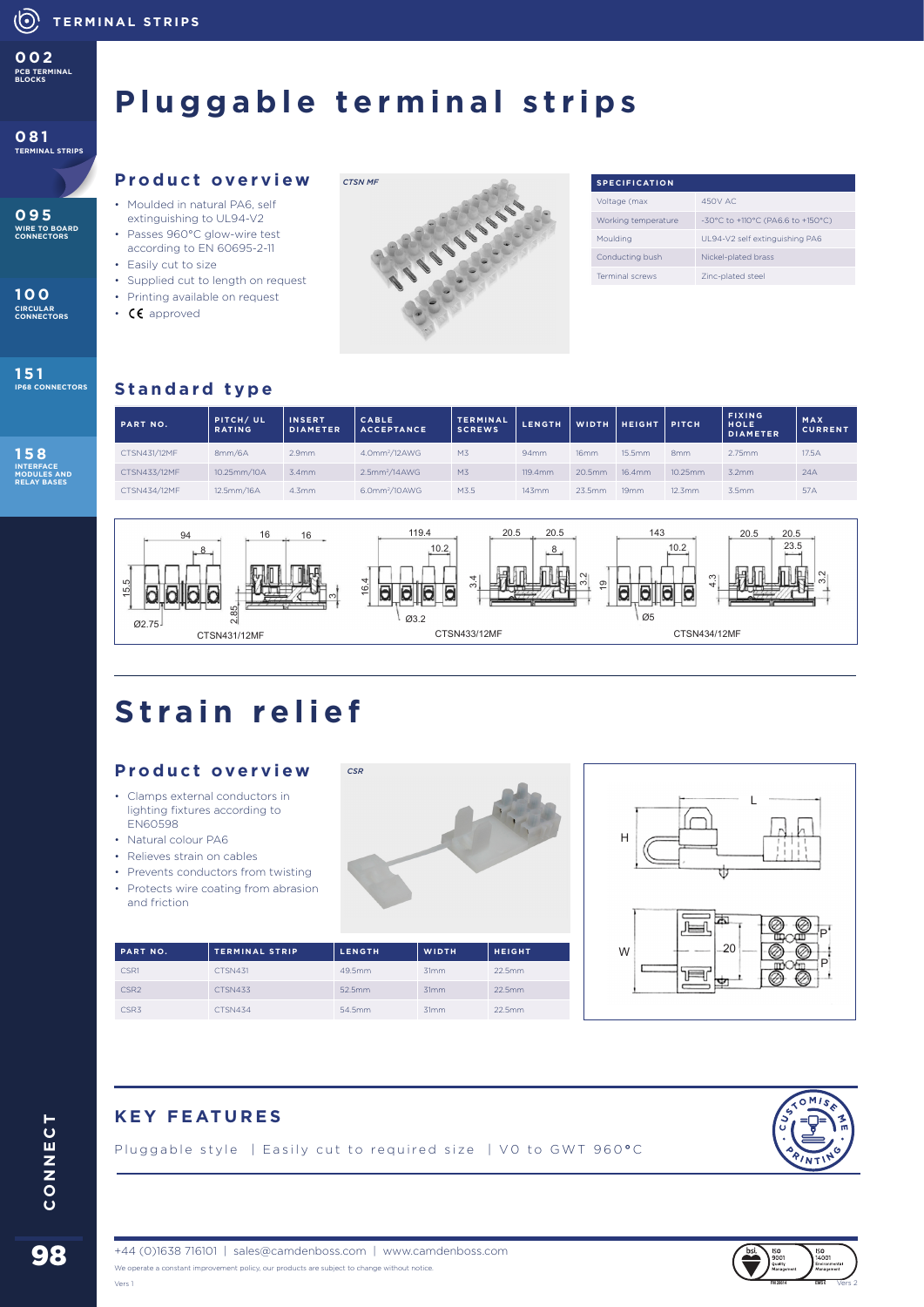# Pluggable terminal strips

## Product overview

- Moulded in natural PA6, self extinguishing to UL94-V2
- Passes 960°C glow-wire test according to EN 60695-2-11
- Easily cut to size
- Supplied cut to length on request
- Printing available on request
- CE approved

CTSN MF

| SPECIFICATION | |
|---|---|
| Voltage (max | 450V AC |
| Working temperature | -30°C to +110°C (PA6.6 to +150°C) |
| Moulding | UL94-V2 self extinguishing PA6 |
| Conducting bush | Nickel-plated brass |
| Terminal screws | Zinc-plated steel |

## Standard type

| PART NO. | PITCH/ UL RATING | INSERT DIAMETER | CABLE ACCEPTANCE | TERMINAL SCREWS | LENGTH | WIDTH | HEIGHT | PITCH | FIXING HOLE DIAMETER | MAX CURRENT |
|---|---|---|---|---|---|---|---|---|---|---|
| CTSN431/12MF | 8mm/6A | 2.9mm | 4.0mm²/12AWG | M3 | 94mm | 16mm | 15.5mm | 8mm | 2.75mm | 17.5A |
| CTSN433/12MF | 10.25mm/10A | 3.4mm | 2.5mm²/14AWG | M3 | 119.4mm | 20.5mm | 16.4mm | 10.25mm | 3.2mm | 24A |
| CTSN434/12MF | 12.5mm/16A | 4.3mm | 6.0mm²/10AWG | M3.5 | 143mm | 23.5mm | 19mm | 12.3mm | 3.5mm | 57A |

94
8
16
16
15.5
3
2.85
Ø2.75
CTSN431/12MF

119.4
10.2
20.5
20.5
8
16.4
3.4
3.2
Ø3.2
CTSN433/12MF

143
10.2
20.5
20.5
23.5
19
4.3
3.2
Ø5
CTSN434/12MF

# Strain relief

## Product overview

- Clamps external conductors in lighting fixtures according to EN60598
- Natural colour PA6
- Relieves strain on cables
- Prevents conductors from twisting
- Protects wire coating from abrasion and friction

CSR

| PART NO. | TERMINAL STRIP | LENGTH | WIDTH | HEIGHT |
|---|---|---|---|---|
| CSR1 | CTSN431 | 49.5mm | 31mm | 22.5mm |
| CSR2 | CTSN433 | 52.5mm | 31mm | 22.5mm |
| CSR3 | CTSN434 | 54.5mm | 31mm | 22.5mm |

L
H
W
20
P
P

## KEY FEATURES

Pluggable style | Easily cut to required size | V0 to GWT 960°C

+44 (0)1638 716101 | sales@camdenboss.com | www.camdenboss.com

We operate a constant improvement policy, our products are subject to change without notice.